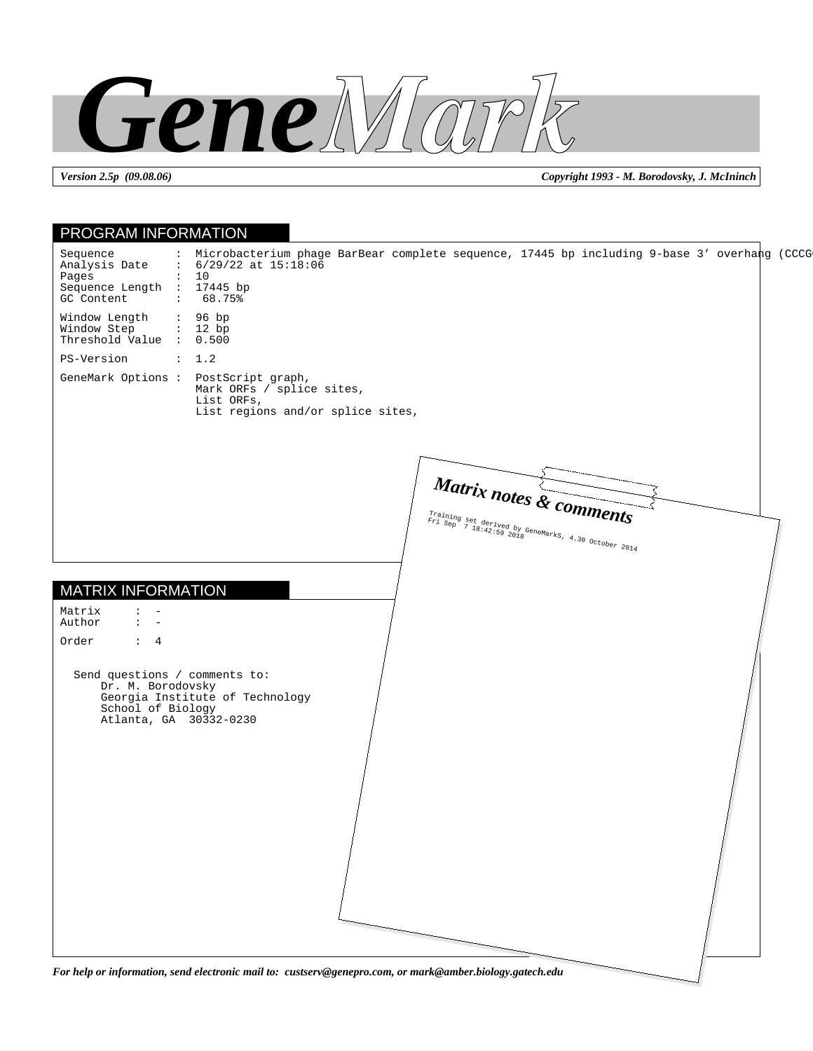# GeneMark

*Version 2.5p (09.08.06)* *Copyright 1993 - M. Borodovsky, J. McIninch*

## PROGRAM INFORMATION

```
Sequence         :  Microbacterium phage BarBear complete sequence, 17445 bp including 9-base 3' overhang (CCCG
Analysis Date    :  6/29/22 at 15:18:06
Pages            :  10
Sequence Length  :  17445 bp
GC Content       :  68.75%

Window Length    :  96 bp
Window Step      :  12 bp
Threshold Value  :  0.500

PS-Version       :  1.2

GeneMark Options :  PostScript graph,
                    Mark ORFs / splice sites,
                    List ORFs,
                    List regions and/or splice sites,
```

## MATRIX INFORMATION

```
Matrix     :  -
Author     :  -

Order      :  4
```

Send questions / comments to:
Dr. M. Borodovsky
Georgia Institute of Technology
School of Biology
Atlanta, GA 30332-0230

### Matrix notes & comments

Training set derived by GeneMarkS, 4.30 October 2014
Fri Sep 7 18:42:59 2018

*For help or information, send electronic mail to: custserv@genepro.com, or mark@amber.biology.gatech.edu*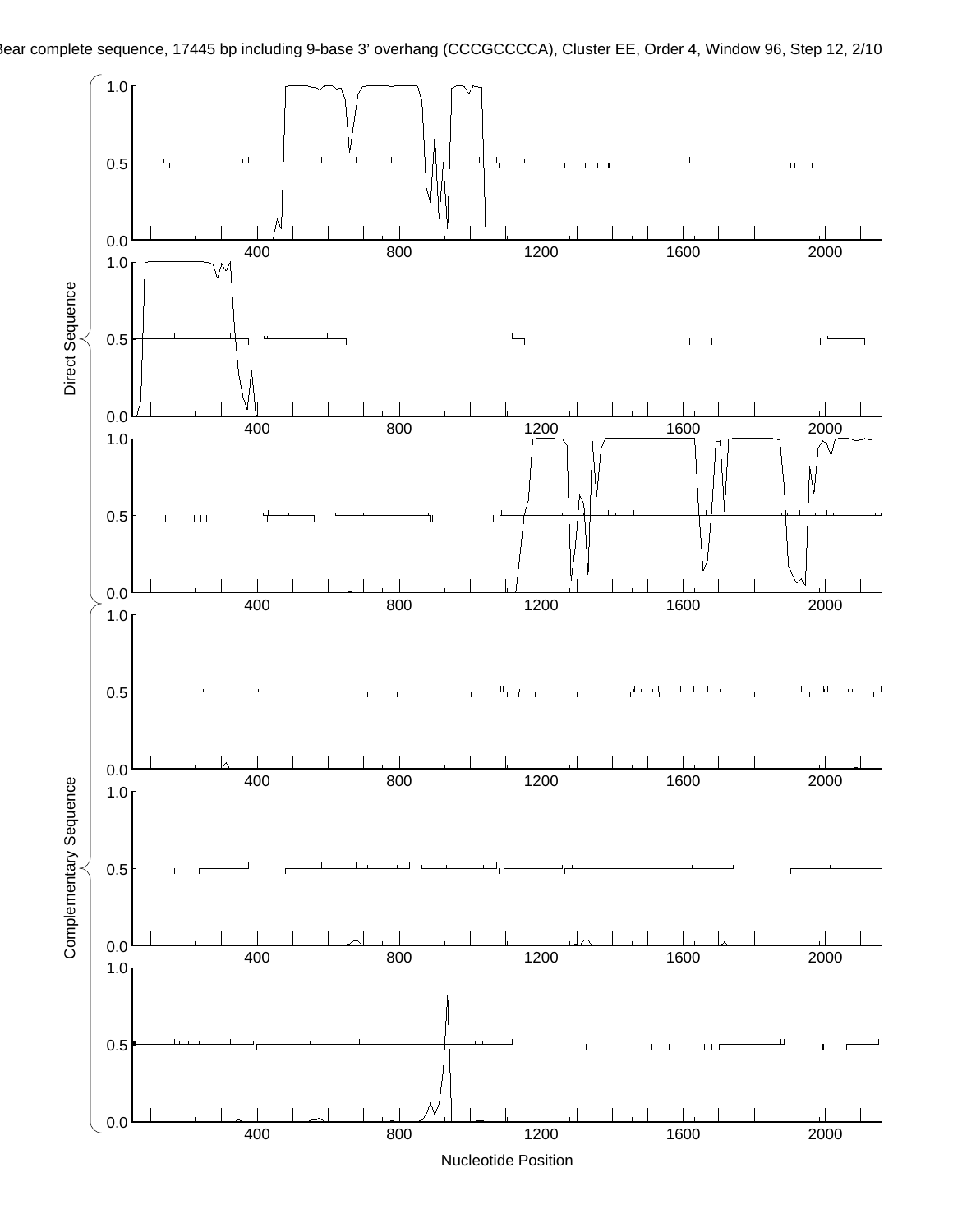Bear complete sequence, 17445 bp including 9-base 3' overhang (CCCGCCCCA), Cluster EE, Order 4, Window 96, Step 12, 2/10

Direct Sequence

Complementary Sequence

Nucleotide Position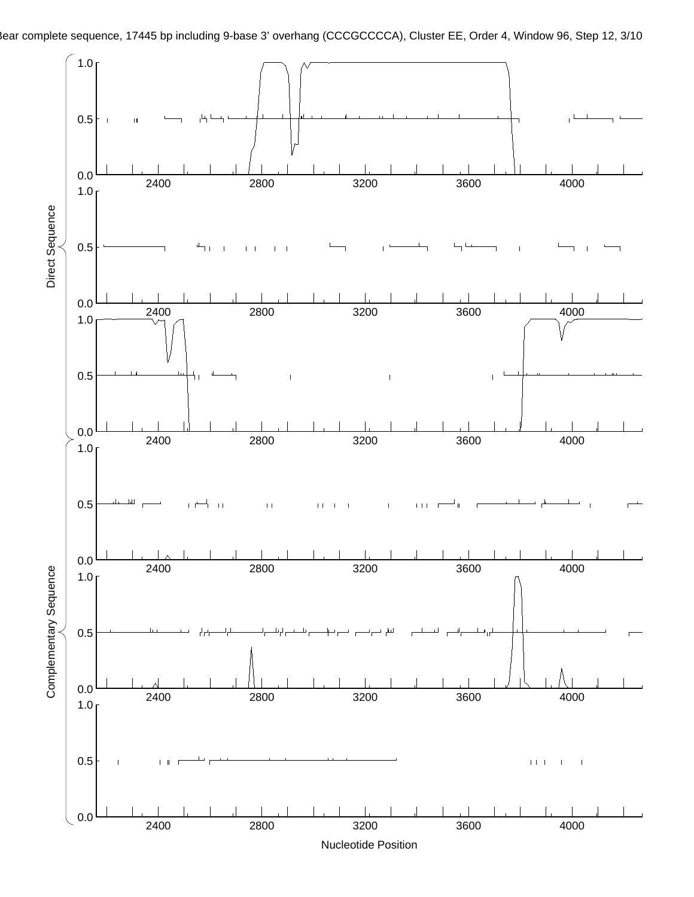Bear complete sequence, 17445 bp including 9-base 3' overhang (CCCGCCCCA), Cluster EE, Order 4, Window 96, Step 12, 3/10

Direct Sequence

Complementary Sequence

Nucleotide Position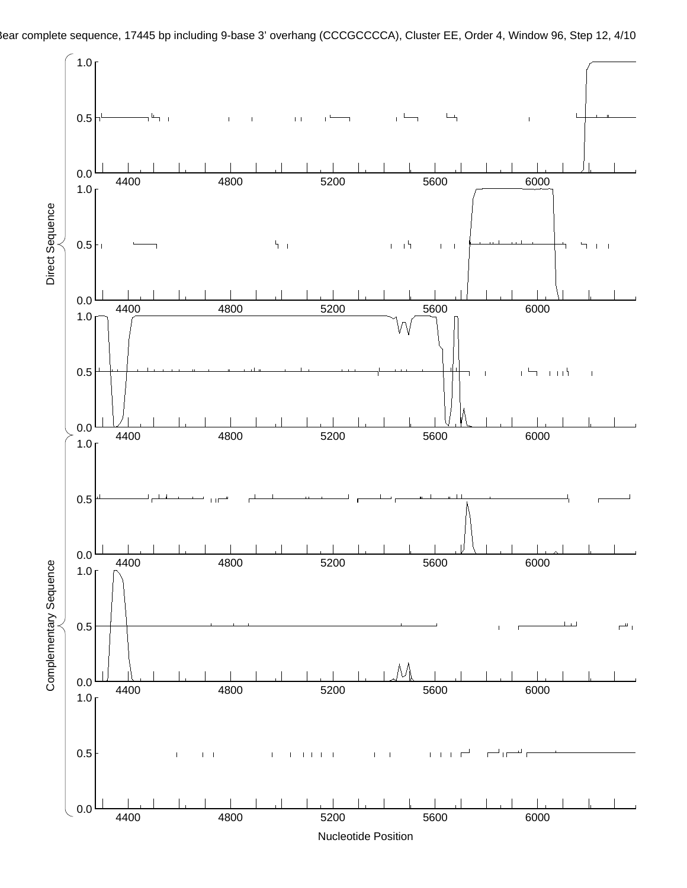Bear complete sequence, 17445 bp including 9-base 3' overhang (CCCGCCCCA), Cluster EE, Order 4, Window 96, Step 12, 4/10

Direct Sequence

Complementary Sequence

Nucleotide Position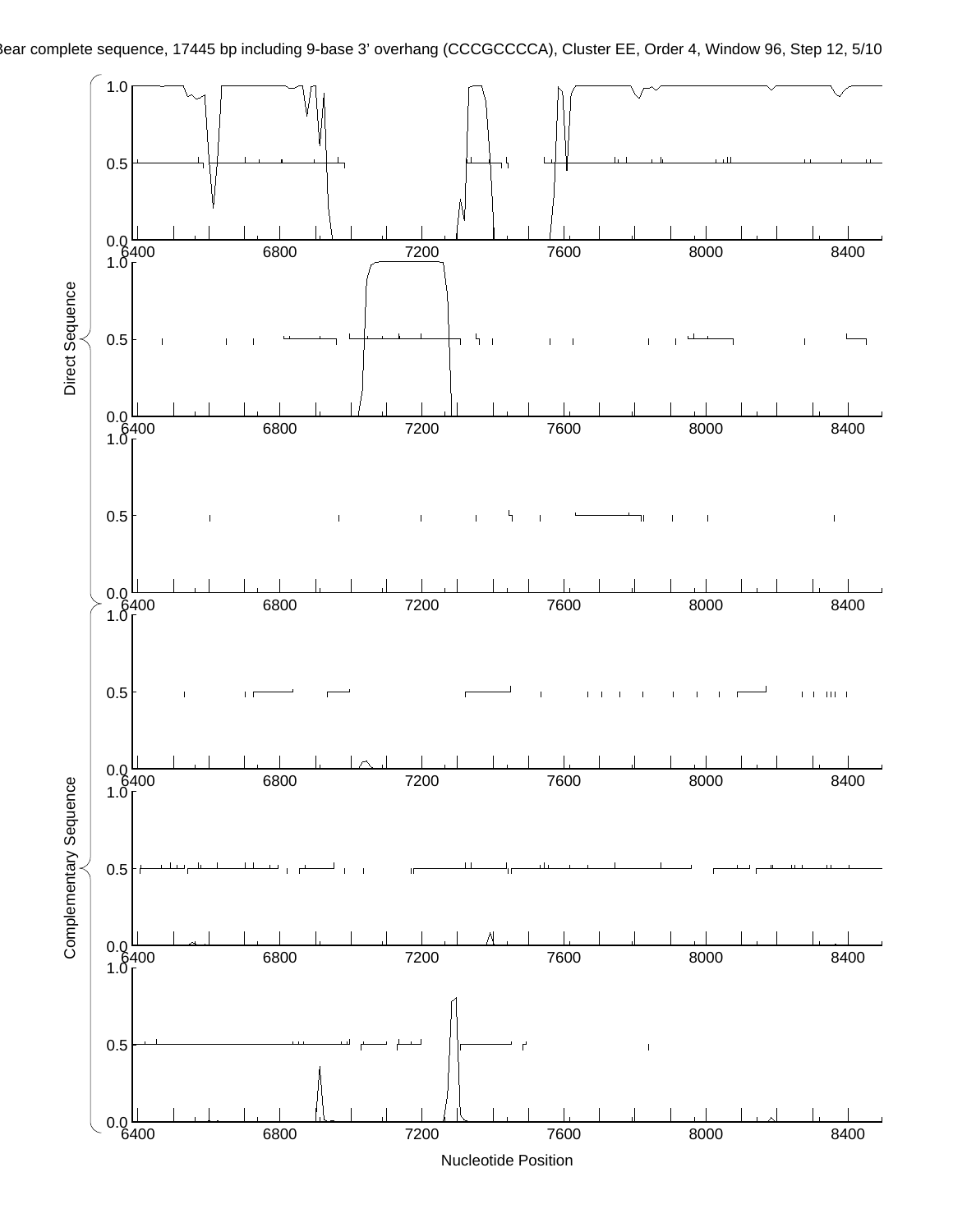Bear complete sequence, 17445 bp including 9-base 3' overhang (CCCGCCCCA), Cluster EE, Order 4, Window 96, Step 12, 5/10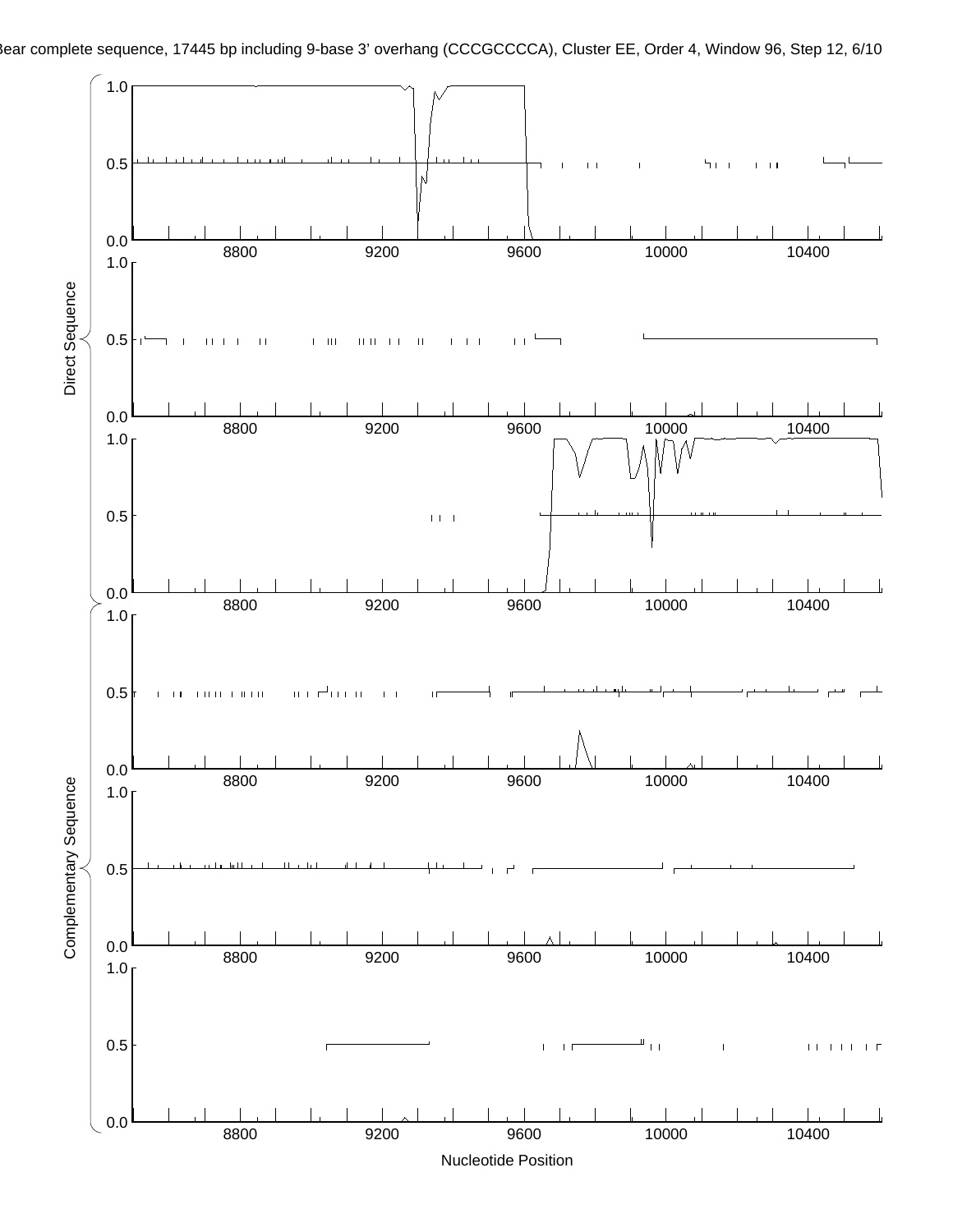Bear complete sequence, 17445 bp including 9-base 3' overhang (CCCGCCCCA), Cluster EE, Order 4, Window 96, Step 12, 6/10

Direct Sequence

Complementary Sequence

Nucleotide Position

8800 9200 9600 10000 10400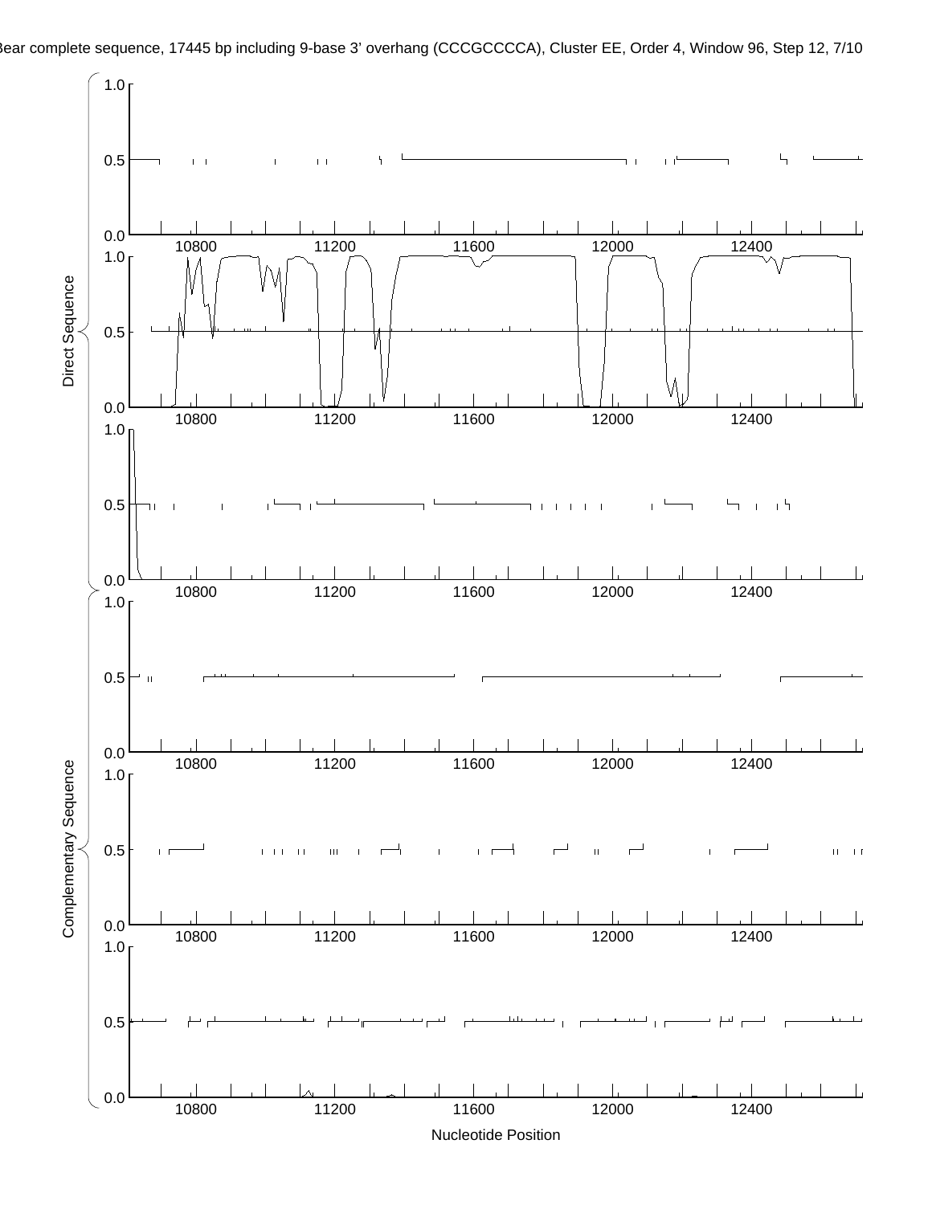Bear complete sequence, 17445 bp including 9-base 3' overhang (CCCGCCCCA), Cluster EE, Order 4, Window 96, Step 12, 7/10

Direct Sequence

Complementary Sequence

Nucleotide Position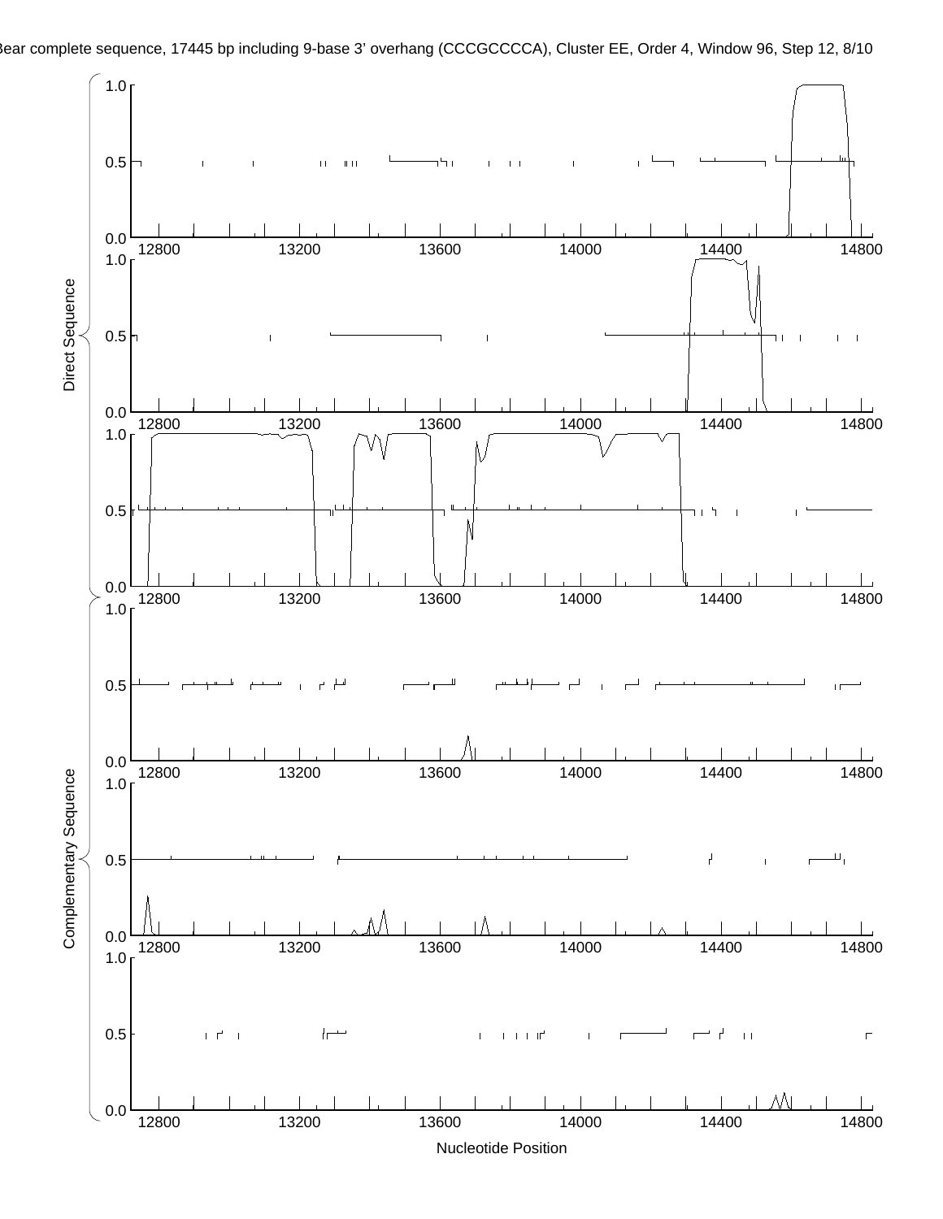Bear complete sequence, 17445 bp including 9-base 3' overhang (CCCGCCCCA), Cluster EE, Order 4, Window 96, Step 12, 8/10

Direct Sequence

Complementary Sequence

Nucleotide Position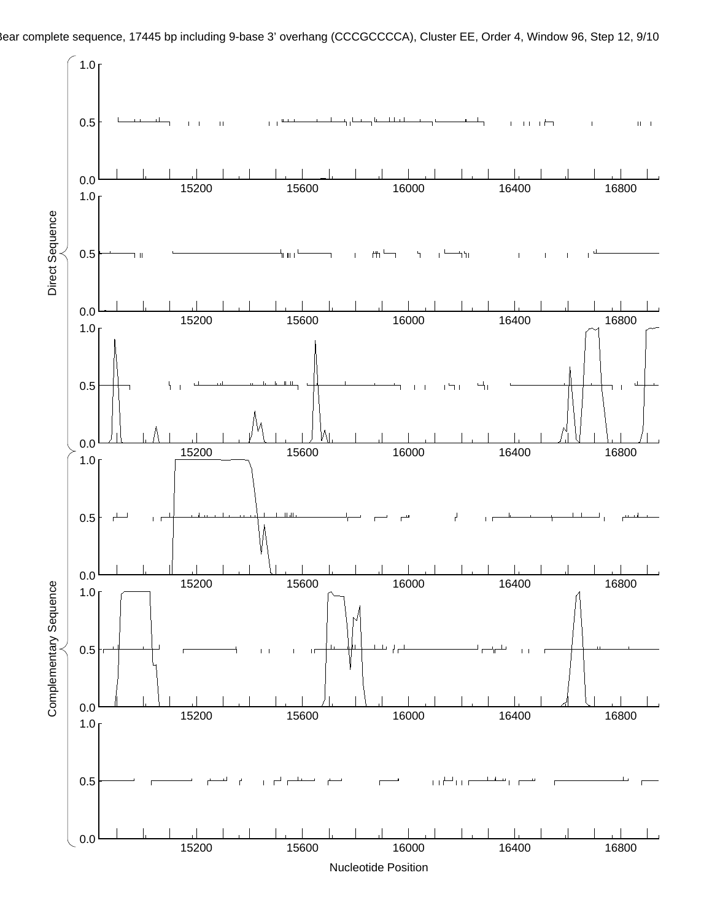Bear complete sequence, 17445 bp including 9-base 3' overhang (CCCGCCCCA), Cluster EE, Order 4, Window 96, Step 12, 9/10

Direct Sequence

Complementary Sequence

Nucleotide Position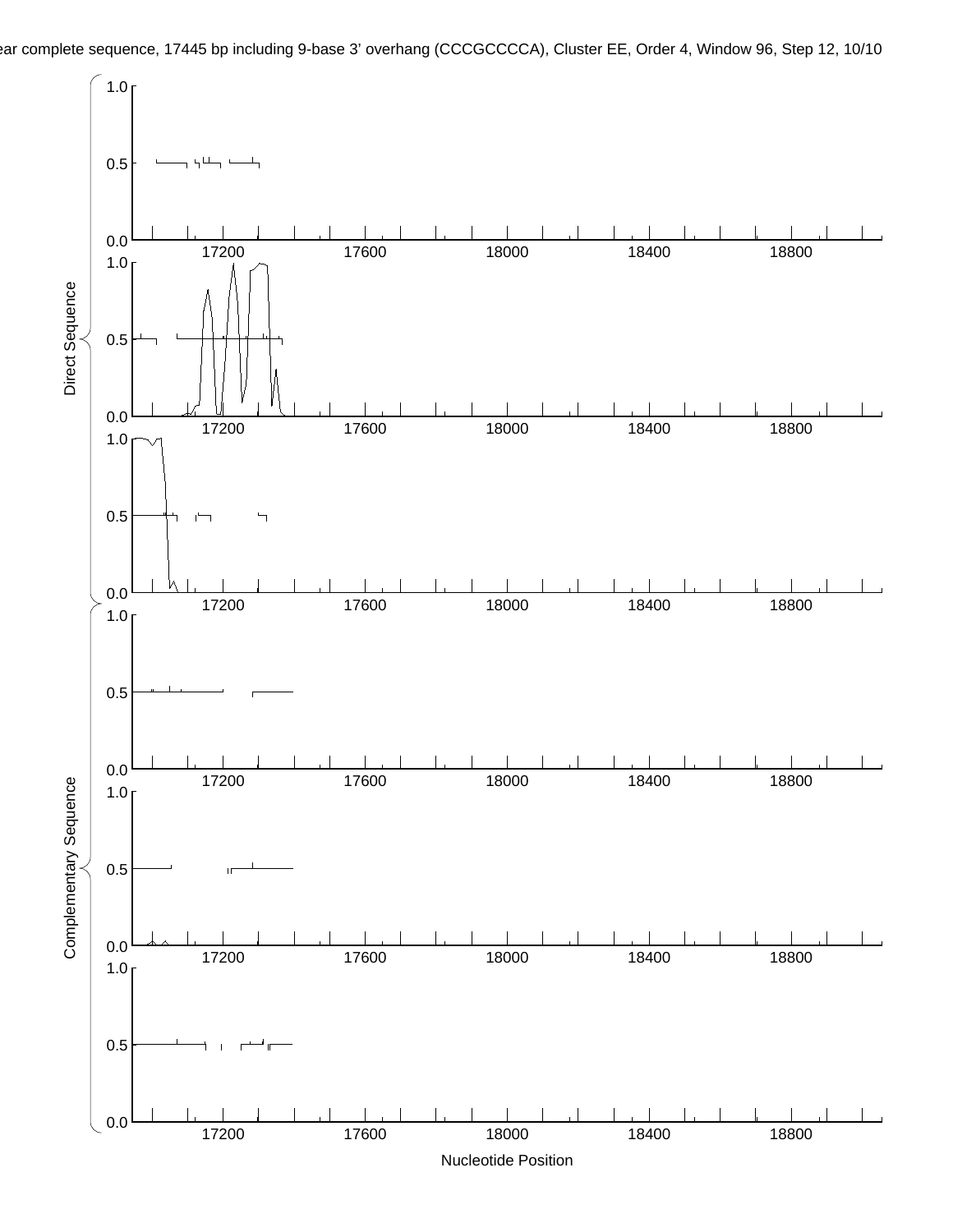ear complete sequence, 17445 bp including 9-base 3' overhang (CCCGCCCCA), Cluster EE, Order 4, Window 96, Step 12, 10/10

Direct Sequence

1.0
0.5
0.0
17200 17600 18000 18400 18800

1.0
0.5
0.0
17200 17600 18000 18400 18800

1.0
0.5
0.0
17200 17600 18000 18400 18800

Complementary Sequence

1.0
0.5
0.0
17200 17600 18000 18400 18800

1.0
0.5
0.0
17200 17600 18000 18400 18800

1.0
0.5
0.0
17200 17600 18000 18400 18800

Nucleotide Position